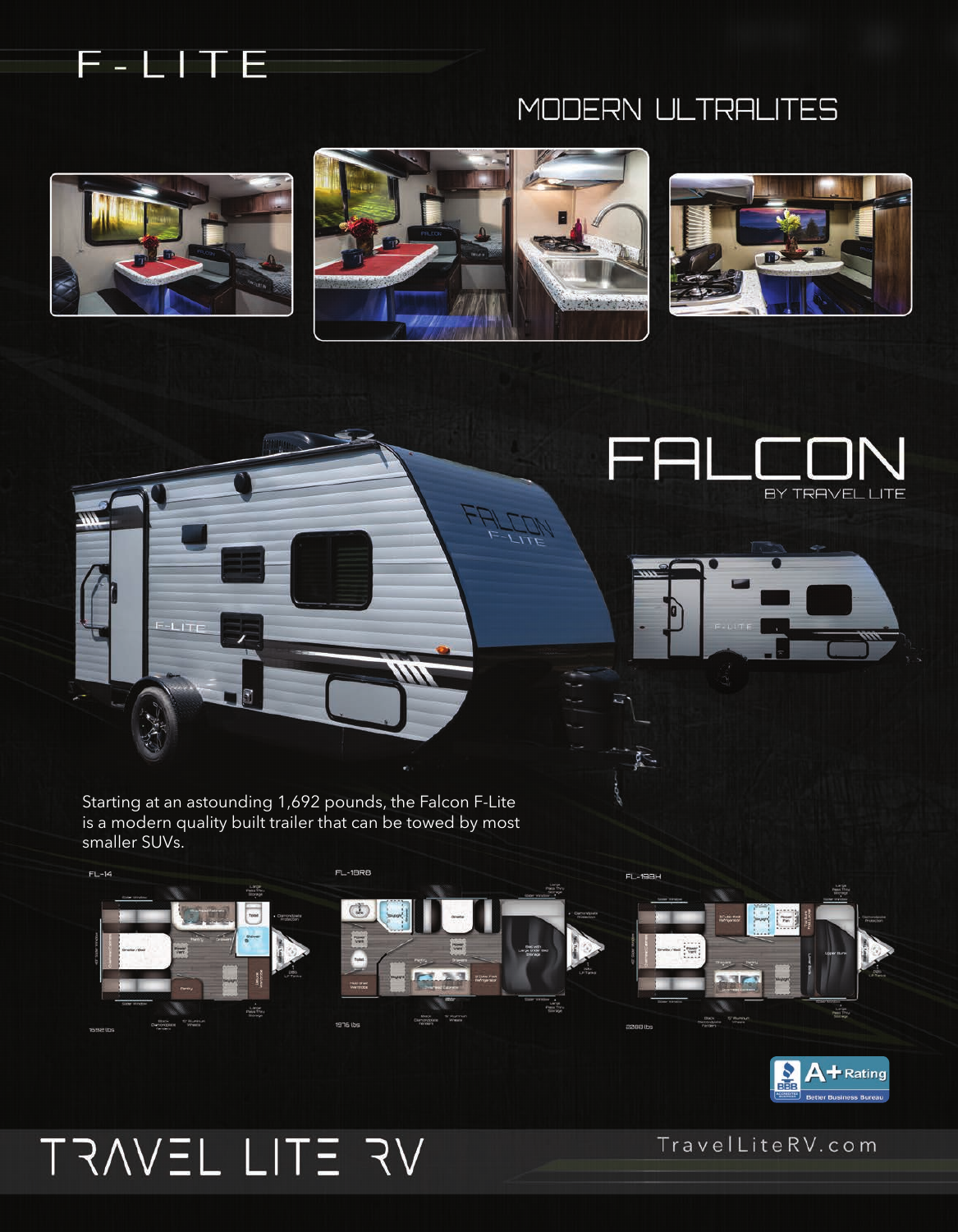# F-LITE

## MODERN ULTRALITES

# FALCON

BY TRAVEL LITE

Starting at an astounding 1,692 pounds, the Falcon F-Lite is a modern quality built trailer that can be towed by most smaller SUVs.

FL-14

1692 lbs

FL-18RB

1976 lbs

FL-19BH

2088 lbs

A+ Rating Better Business Bureau

# TRAVEL LITE RV

TravelLiteRV.com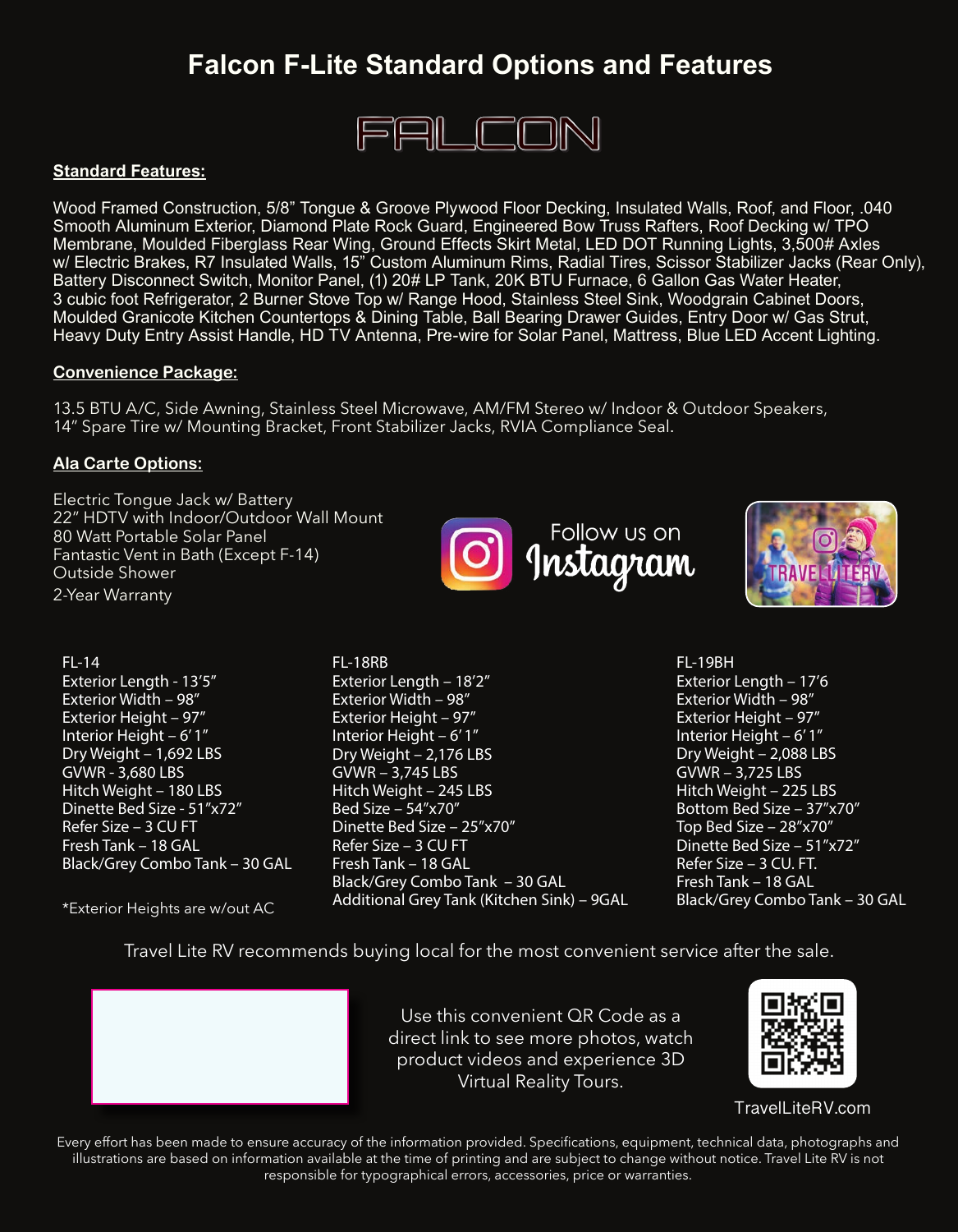# Falcon F-Lite Standard Options and Features

FALCON

**Standard Features:**

Wood Framed Construction, 5/8" Tongue & Groove Plywood Floor Decking, Insulated Walls, Roof, and Floor, .040 Smooth Aluminum Exterior, Diamond Plate Rock Guard, Engineered Bow Truss Rafters, Roof Decking w/ TPO Membrane, Moulded Fiberglass Rear Wing, Ground Effects Skirt Metal, LED DOT Running Lights, 3,500# Axles w/ Electric Brakes, R7 Insulated Walls, 15" Custom Aluminum Rims, Radial Tires, Scissor Stabilizer Jacks (Rear Only), Battery Disconnect Switch, Monitor Panel, (1) 20# LP Tank, 20K BTU Furnace, 6 Gallon Gas Water Heater, 3 cubic foot Refrigerator, 2 Burner Stove Top w/ Range Hood, Stainless Steel Sink, Woodgrain Cabinet Doors, Moulded Granicote Kitchen Countertops & Dining Table, Ball Bearing Drawer Guides, Entry Door w/ Gas Strut, Heavy Duty Entry Assist Handle, HD TV Antenna, Pre-wire for Solar Panel, Mattress, Blue LED Accent Lighting.

**Convenience Package:**

13.5 BTU A/C, Side Awning, Stainless Steel Microwave, AM/FM Stereo w/ Indoor & Outdoor Speakers, 14" Spare Tire w/ Mounting Bracket, Front Stabilizer Jacks, RVIA Compliance Seal.

**Ala Carte Options:**

Electric Tongue Jack w/ Battery
22" HDTV with Indoor/Outdoor Wall Mount
80 Watt Portable Solar Panel
Fantastic Vent in Bath (Except F-14)
Outside Shower
2-Year Warranty

Follow us on Instagram

TRAVELLITERV

FL-14
Exterior Length - 13'5"
Exterior Width – 98"
Exterior Height – 97"
Interior Height – 6' 1"
Dry Weight – 1,692 LBS
GVWR - 3,680 LBS
Hitch Weight – 180 LBS
Dinette Bed Size - 51"x72"
Refer Size – 3 CU FT
Fresh Tank – 18 GAL
Black/Grey Combo Tank – 30 GAL

*Exterior Heights are w/out AC

FL-18RB
Exterior Length – 18'2"
Exterior Width – 98"
Exterior Height – 97"
Interior Height – 6' 1"
Dry Weight – 2,176 LBS
GVWR – 3,745 LBS
Hitch Weight – 245 LBS
Bed Size – 54"x70"
Dinette Bed Size – 25"x70"
Refer Size – 3 CU FT
Fresh Tank – 18 GAL
Black/Grey Combo Tank – 30 GAL
Additional Grey Tank (Kitchen Sink) – 9GAL

FL-19BH
Exterior Length – 17'6
Exterior Width – 98"
Exterior Height – 97"
Interior Height – 6' 1"
Dry Weight – 2,088 LBS
GVWR – 3,725 LBS
Hitch Weight – 225 LBS
Bottom Bed Size – 37"x70"
Top Bed Size – 28"x70"
Dinette Bed Size – 51"x72"
Refer Size – 3 CU. FT.
Fresh Tank – 18 GAL
Black/Grey Combo Tank – 30 GAL

Travel Lite RV recommends buying local for the most convenient service after the sale.

Use this convenient QR Code as a direct link to see more photos, watch product videos and experience 3D Virtual Reality Tours.

TravelLiteRV.com

Every effort has been made to ensure accuracy of the information provided. Specifications, equipment, technical data, photographs and illustrations are based on information available at the time of printing and are subject to change without notice. Travel Lite RV is not responsible for typographical errors, accessories, price or warranties.